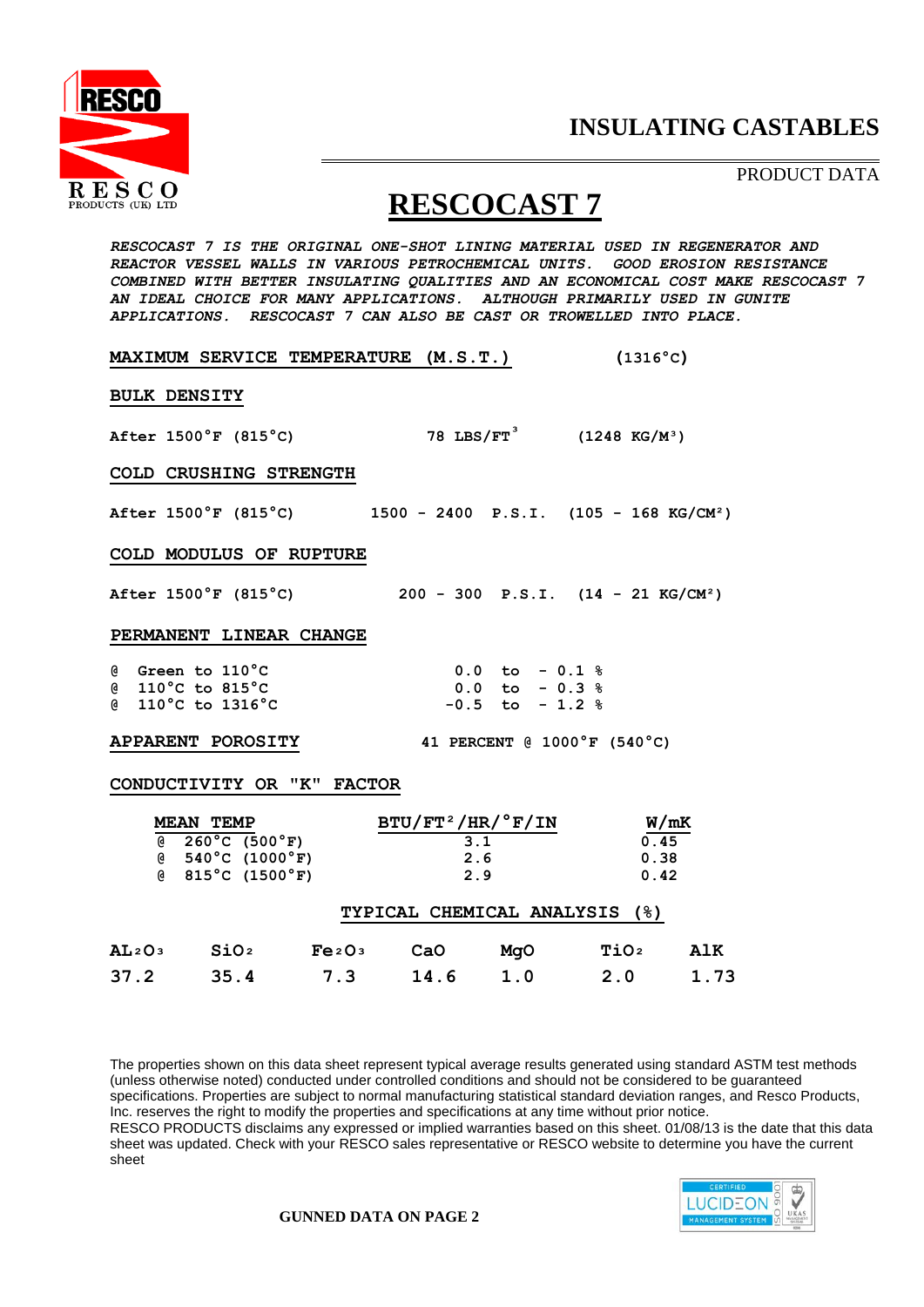RESCO
RESCO PRODUCTS (UK) LTD

# INSULATING CASTABLES

PRODUCT DATA

# RESCOCAST 7

*RESCOCAST 7 IS THE ORIGINAL ONE-SHOT LINING MATERIAL USED IN REGENERATOR AND REACTOR VESSEL WALLS IN VARIOUS PETROCHEMICAL UNITS. GOOD EROSION RESISTANCE COMBINED WITH BETTER INSULATING QUALITIES AND AN ECONOMICAL COST MAKE RESCOCAST 7 AN IDEAL CHOICE FOR MANY APPLICATIONS. ALTHOUGH PRIMARILY USED IN GUNITE APPLICATIONS. RESCOCAST 7 CAN ALSO BE CAST OR TROWELLED INTO PLACE.*

**MAXIMUM SERVICE TEMPERATURE (M.S.T.)** (1316°C)

**BULK DENSITY**

After 1500°F (815°C) 78 LBS/FT$^3$ (1248 KG/M$^3$)

**COLD CRUSHING STRENGTH**

After 1500°F (815°C) 1500 - 2400 P.S.I. (105 - 168 KG/CM$^2$)

**COLD MODULUS OF RUPTURE**

After 1500°F (815°C) 200 - 300 P.S.I. (14 - 21 KG/CM$^2$)

**PERMANENT LINEAR CHANGE**

| | |
|---|---|
| @ Green to 110°C | 0.0 to - 0.1 % |
| @ 110°C to 815°C | 0.0 to - 0.3 % |
| @ 110°C to 1316°C | -0.5 to - 1.2 % |

**APPARENT POROSITY** 41 PERCENT @ 1000°F (540°C)

**CONDUCTIVITY OR "K" FACTOR**

| MEAN TEMP | BTU/FT$^2$/HR/°F/IN | W/mK |
|---|---|---|
| @ 260°C (500°F) | 3.1 | 0.45 |
| @ 540°C (1000°F) | 2.6 | 0.38 |
| @ 815°C (1500°F) | 2.9 | 0.42 |

**TYPICAL CHEMICAL ANALYSIS (%)**

| $AL_2O_3$ | $SiO_2$ | $Fe_2O_3$ | CaO | MgO | $TiO_2$ | AlK |
|---|---|---|---|---|---|---|
| 37.2 | 35.4 | 7.3 | 14.6 | 1.0 | 2.0 | 1.73 |

The properties shown on this data sheet represent typical average results generated using standard ASTM test methods (unless otherwise noted) conducted under controlled conditions and should not be considered to be guaranteed specifications. Properties are subject to normal manufacturing statistical standard deviation ranges, and Resco Products, Inc. reserves the right to modify the properties and specifications at any time without prior notice.
RESCO PRODUCTS disclaims any expressed or implied warranties based on this sheet. 01/08/13 is the date that this data sheet was updated. Check with your RESCO sales representative or RESCO website to determine you have the current sheet

**GUNNED DATA ON PAGE 2**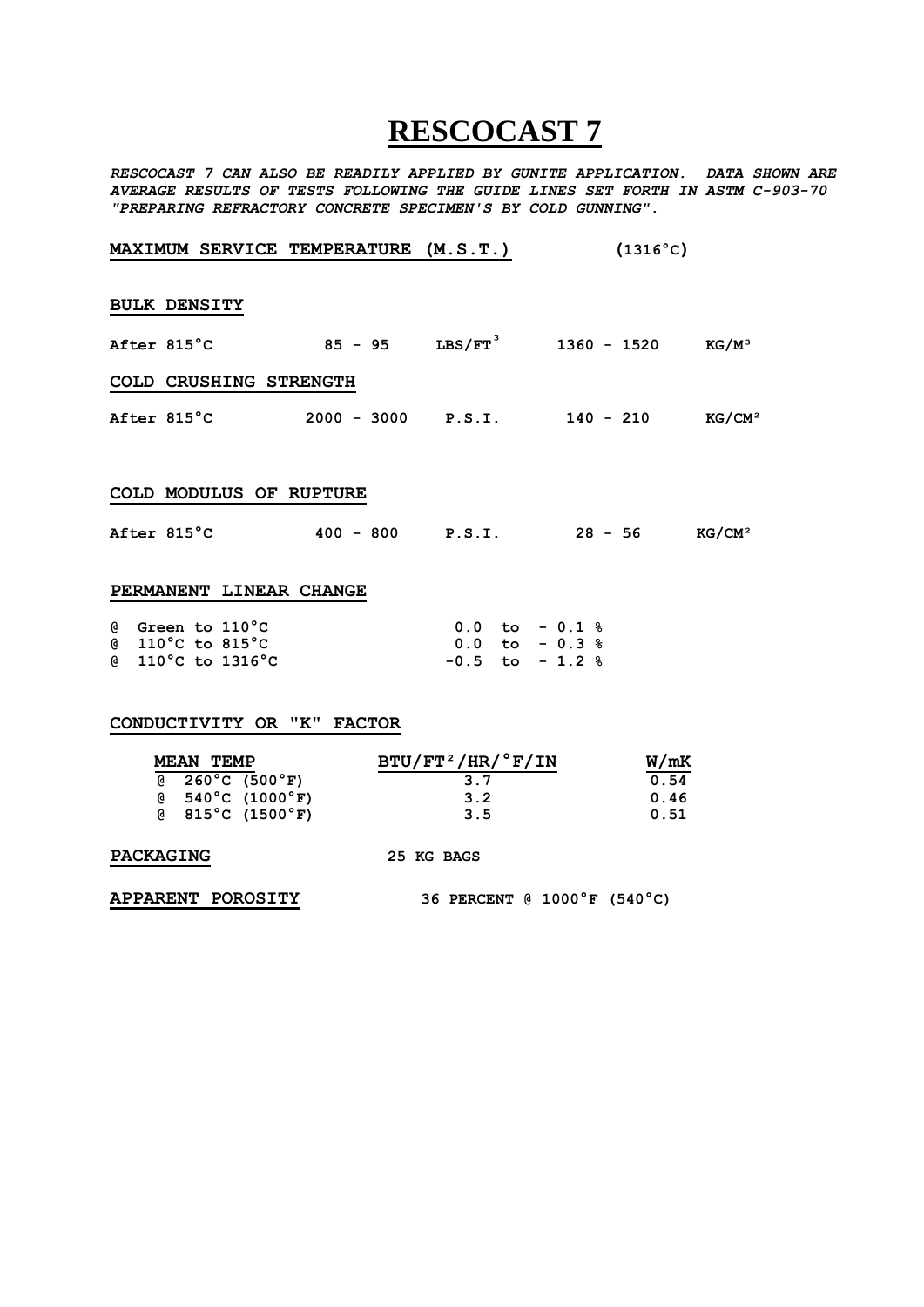# RESCOCAST 7

***RESCOCAST 7 CAN ALSO BE READILY APPLIED BY GUNITE APPLICATION. DATA SHOWN ARE AVERAGE RESULTS OF TESTS FOLLOWING THE GUIDE LINES SET FORTH IN ASTM C-903-70 "PREPARING REFRACTORY CONCRETE SPECIMEN'S BY COLD GUNNING".***

**MAXIMUM SERVICE TEMPERATURE (M.S.T.)** (1316°C)

**BULK DENSITY**

| | | | | |
|---|---|---|---|---|
| **After 815°C** | **85 - 95** | **$LBS/FT^3$** | **1360 - 1520** | **$KG/M^3$** |

**COLD CRUSHING STRENGTH**

| | | | | |
|---|---|---|---|---|
| **After 815°C** | **2000 - 3000** | **P.S.I.** | **140 - 210** | **$KG/CM^2$** |

**COLD MODULUS OF RUPTURE**

| | | | | |
|---|---|---|---|---|
| **After 815°C** | **400 - 800** | **P.S.I.** | **28 - 56** | **$KG/CM^2$** |

**PERMANENT LINEAR CHANGE**

| | |
|---|---|
| **@ Green to 110°C** | **0.0 to - 0.1 %** |
| **@ 110°C to 815°C** | **0.0 to - 0.3 %** |
| **@ 110°C to 1316°C** | **-0.5 to - 1.2 %** |

**CONDUCTIVITY OR "K" FACTOR**

| MEAN TEMP | $BTU/FT^2/HR/°F/IN$ | W/mK |
|---|---|---|
| @ 260°C (500°F) | 3.7 | 0.54 |
| @ 540°C (1000°F) | 3.2 | 0.46 |
| @ 815°C (1500°F) | 3.5 | 0.51 |

**PACKAGING** **25 KG BAGS**

**APPARENT POROSITY** **36 PERCENT @ 1000°F (540°C)**